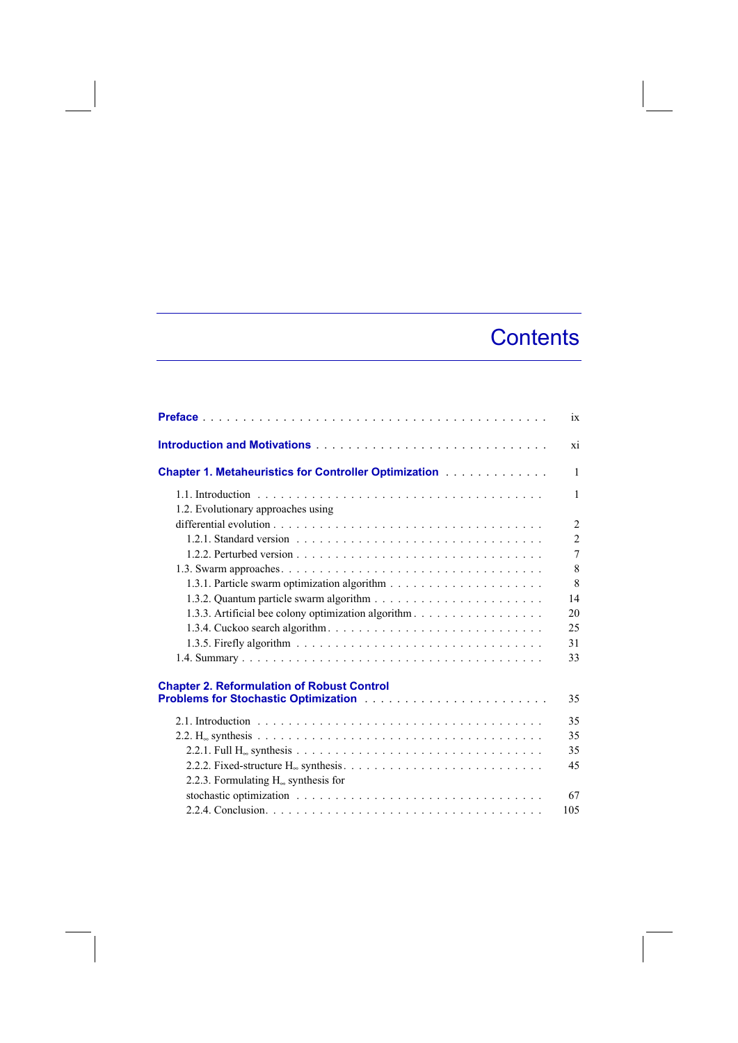# Contents

**Preface** . . . . . . . . . . . . . . . . . . . . . . . . . . . . . . . . . . . . . . . . . . . ix

**Introduction and Motivations** . . . . . . . . . . . . . . . . . . . . . . . . . . . . xi

**Chapter 1. Metaheuristics for Controller Optimization** . . . . . . . . . . . . . 1

- 1.1. Introduction . . . . . . . . . . . . . . . . . . . . . . . . . . . . . . . . . . . . 1
- 1.2. Evolutionary approaches using differential evolution . . . . . . . . . . . . . . . . . . . . . . . . . . . . . . . . . . . 2
  - 1.2.1. Standard version . . . . . . . . . . . . . . . . . . . . . . . . . . . . . . 2
  - 1.2.2. Perturbed version . . . . . . . . . . . . . . . . . . . . . . . . . . . . . . 7
- 1.3. Swarm approaches . . . . . . . . . . . . . . . . . . . . . . . . . . . . . . . . . 8
  - 1.3.1. Particle swarm optimization algorithm . . . . . . . . . . . . . . . . . . . . 8
  - 1.3.2. Quantum particle swarm algorithm . . . . . . . . . . . . . . . . . . . . . . 14
  - 1.3.3. Artificial bee colony optimization algorithm . . . . . . . . . . . . . . . . . 20
  - 1.3.4. Cuckoo search algorithm . . . . . . . . . . . . . . . . . . . . . . . . . . . 25
  - 1.3.5. Firefly algorithm . . . . . . . . . . . . . . . . . . . . . . . . . . . . . . 31
- 1.4. Summary . . . . . . . . . . . . . . . . . . . . . . . . . . . . . . . . . . . . . 33

**Chapter 2. Reformulation of Robust Control Problems for Stochastic Optimization** . . . . . . . . . . . . . . . . . . . . . . . 35

- 2.1. Introduction . . . . . . . . . . . . . . . . . . . . . . . . . . . . . . . . . . . . 35
- 2.2. $H_\infty$ synthesis . . . . . . . . . . . . . . . . . . . . . . . . . . . . . . . . . . 35
  - 2.2.1. Full $H_\infty$ synthesis . . . . . . . . . . . . . . . . . . . . . . . . . . . . . 35
  - 2.2.2. Fixed-structure $H_\infty$ synthesis . . . . . . . . . . . . . . . . . . . . . . . . 45
  - 2.2.3. Formulating $H_\infty$ synthesis for stochastic optimization . . . . . . . . . . . . . . . . . . . . . . . . . . . . . . 67
  - 2.2.4. Conclusion . . . . . . . . . . . . . . . . . . . . . . . . . . . . . . . . . 105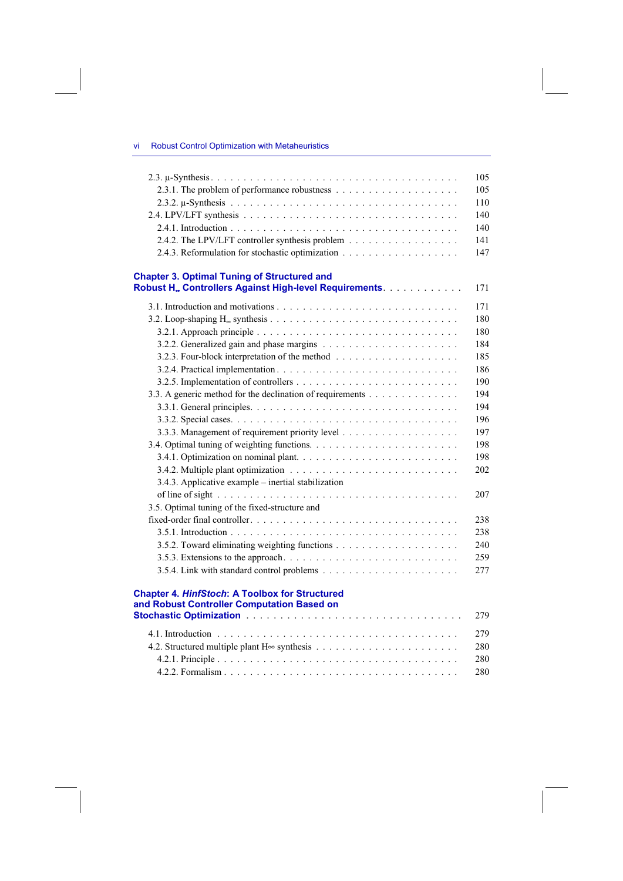2.3. μ-Synthesis . . . . . . . . . . . . . . . . . . . . . . . . . . . . . . . . . . . . . 105
  2.3.1. The problem of performance robustness . . . . . . . . . . . . . . . . . . 105
  2.3.2. μ-Synthesis . . . . . . . . . . . . . . . . . . . . . . . . . . . . . . . . . 110
2.4. LPV/LFT synthesis . . . . . . . . . . . . . . . . . . . . . . . . . . . . . . . . 140
  2.4.1. Introduction . . . . . . . . . . . . . . . . . . . . . . . . . . . . . . . . 140
  2.4.2. The LPV/LFT controller synthesis problem . . . . . . . . . . . . . . . . 141
  2.4.3. Reformulation for stochastic optimization . . . . . . . . . . . . . . . . . 147

**Chapter 3. Optimal Tuning of Structured and Robust $H_\infty$ Controllers Against High-level Requirements** . . . . . . . . . . . 171

3.1. Introduction and motivations . . . . . . . . . . . . . . . . . . . . . . . . . . 171
3.2. Loop-shaping $H_\infty$ synthesis . . . . . . . . . . . . . . . . . . . . . . . . . . . 180
  3.2.1. Approach principle . . . . . . . . . . . . . . . . . . . . . . . . . . . . . 180
  3.2.2. Generalized gain and phase margins . . . . . . . . . . . . . . . . . . . . 184
  3.2.3. Four-block interpretation of the method . . . . . . . . . . . . . . . . . . 185
  3.2.4. Practical implementation . . . . . . . . . . . . . . . . . . . . . . . . . . 186
  3.2.5. Implementation of controllers . . . . . . . . . . . . . . . . . . . . . . . 190
3.3. A generic method for the declination of requirements . . . . . . . . . . . . . 194
  3.3.1. General principles. . . . . . . . . . . . . . . . . . . . . . . . . . . . . . 194
  3.3.2. Special cases. . . . . . . . . . . . . . . . . . . . . . . . . . . . . . . . . 196
  3.3.3. Management of requirement priority level . . . . . . . . . . . . . . . . . 197
3.4. Optimal tuning of weighting functions. . . . . . . . . . . . . . . . . . . . . . 198
  3.4.1. Optimization on nominal plant. . . . . . . . . . . . . . . . . . . . . . . . 198
  3.4.2. Multiple plant optimization . . . . . . . . . . . . . . . . . . . . . . . . . 202
  3.4.3. Applicative example – inertial stabilization of line of sight . . . . . . . . . . . . . . . . . . . . . . . . . . . . . . . . . . . . 207
3.5. Optimal tuning of the fixed-structure and fixed-order final controller. . . . . . . . . . . . . . . . . . . . . . . . . . . . . 238
  3.5.1. Introduction . . . . . . . . . . . . . . . . . . . . . . . . . . . . . . . . . 238
  3.5.2. Toward eliminating weighting functions . . . . . . . . . . . . . . . . . . 240
  3.5.3. Extensions to the approach. . . . . . . . . . . . . . . . . . . . . . . . . . 259
  3.5.4. Link with standard control problems . . . . . . . . . . . . . . . . . . . . 277

**Chapter 4. *HinfStoch*: A Toolbox for Structured and Robust Controller Computation Based on Stochastic Optimization** . . . . . . . . . . . . . . . . . . . . . . . . . . . . . . 279

4.1. Introduction . . . . . . . . . . . . . . . . . . . . . . . . . . . . . . . . . . . . 279
4.2. Structured multiple plant $H_\infty$ synthesis . . . . . . . . . . . . . . . . . . . . . 280
  4.2.1. Principle . . . . . . . . . . . . . . . . . . . . . . . . . . . . . . . . . . . 280
  4.2.2. Formalism . . . . . . . . . . . . . . . . . . . . . . . . . . . . . . . . . . 280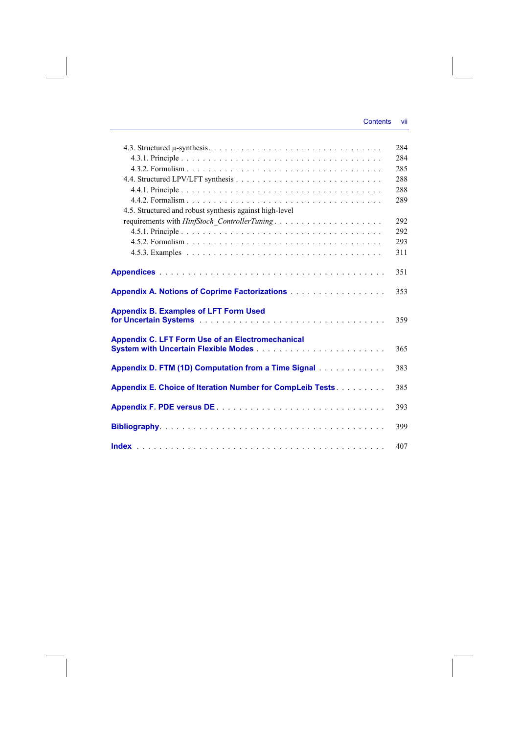4.3. Structured μ-synthesis . . . . . . . . . . . . . . . . . . . . . . . . . . . . . . 284

4.3.1. Principle . . . . . . . . . . . . . . . . . . . . . . . . . . . . . . . . . . 284

4.3.2. Formalism . . . . . . . . . . . . . . . . . . . . . . . . . . . . . . . . . 285

4.4. Structured LPV/LFT synthesis . . . . . . . . . . . . . . . . . . . . . . . . . . 288

4.4.1. Principle . . . . . . . . . . . . . . . . . . . . . . . . . . . . . . . . . . 288

4.4.2. Formalism . . . . . . . . . . . . . . . . . . . . . . . . . . . . . . . . . 289

4.5. Structured and robust synthesis against high-level requirements with *HinfStoch_ControllerTuning* . . . . . . . . . . . . . . . . . . . 292

4.5.1. Principle . . . . . . . . . . . . . . . . . . . . . . . . . . . . . . . . . . 292

4.5.2. Formalism . . . . . . . . . . . . . . . . . . . . . . . . . . . . . . . . . 293

4.5.3. Examples . . . . . . . . . . . . . . . . . . . . . . . . . . . . . . . . . 311

**Appendices** . . . . . . . . . . . . . . . . . . . . . . . . . . . . . . . . . . . . . 351

**Appendix A. Notions of Coprime Factorizations** . . . . . . . . . . . . . . . . . 353

**Appendix B. Examples of LFT Form Used for Uncertain Systems** . . . . . . . . . . . . . . . . . . . . . . . . . . . . . . . 359

**Appendix C. LFT Form Use of an Electromechanical System with Uncertain Flexible Modes** . . . . . . . . . . . . . . . . . . . . . . . 365

**Appendix D. FTM (1D) Computation from a Time Signal** . . . . . . . . . . . . 383

**Appendix E. Choice of Iteration Number for CompLeib Tests** . . . . . . . . . 385

**Appendix F. PDE versus DE** . . . . . . . . . . . . . . . . . . . . . . . . . . . . 393

**Bibliography** . . . . . . . . . . . . . . . . . . . . . . . . . . . . . . . . . . . . 399

**Index** . . . . . . . . . . . . . . . . . . . . . . . . . . . . . . . . . . . . . . . . 407